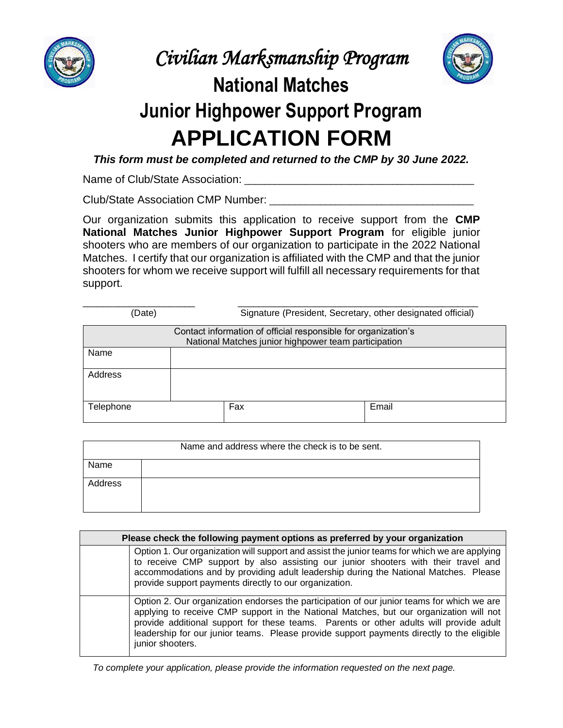# *Civilian Marksmanship Program*

## National Matches

## Junior Highpower Support Program

# APPLICATION FORM

***This form must be completed and returned to the CMP by 30 June 2022.***

Name of Club/State Association: ____________________________________

Club/State Association CMP Number: ________________________________

Our organization submits this application to receive support from the **CMP National Matches Junior Highpower Support Program** for eligible junior shooters who are members of our organization to participate in the 2022 National Matches. I certify that our organization is affiliated with the CMP and that the junior shooters for whom we receive support will fulfill all necessary requirements for that support.

___________________ (Date)

____________________________________________ Signature (President, Secretary, other designated official)

| Contact information of official responsible for organization's National Matches junior highpower team participation | | |
|---|---|---|
| Name | | |
| Address | | |
| Telephone | Fax | Email |

| Name and address where the check is to be sent. | |
|---|---|
| Name | |
| Address | |

| **Please check the following payment options as preferred by your organization** | |
|---|---|
| | Option 1. Our organization will support and assist the junior teams for which we are applying to receive CMP support by also assisting our junior shooters with their travel and accommodations and by providing adult leadership during the National Matches. Please provide support payments directly to our organization. |
| | Option 2. Our organization endorses the participation of our junior teams for which we are applying to receive CMP support in the National Matches, but our organization will not provide additional support for these teams. Parents or other adults will provide adult leadership for our junior teams. Please provide support payments directly to the eligible junior shooters. |

*To complete your application, please provide the information requested on the next page.*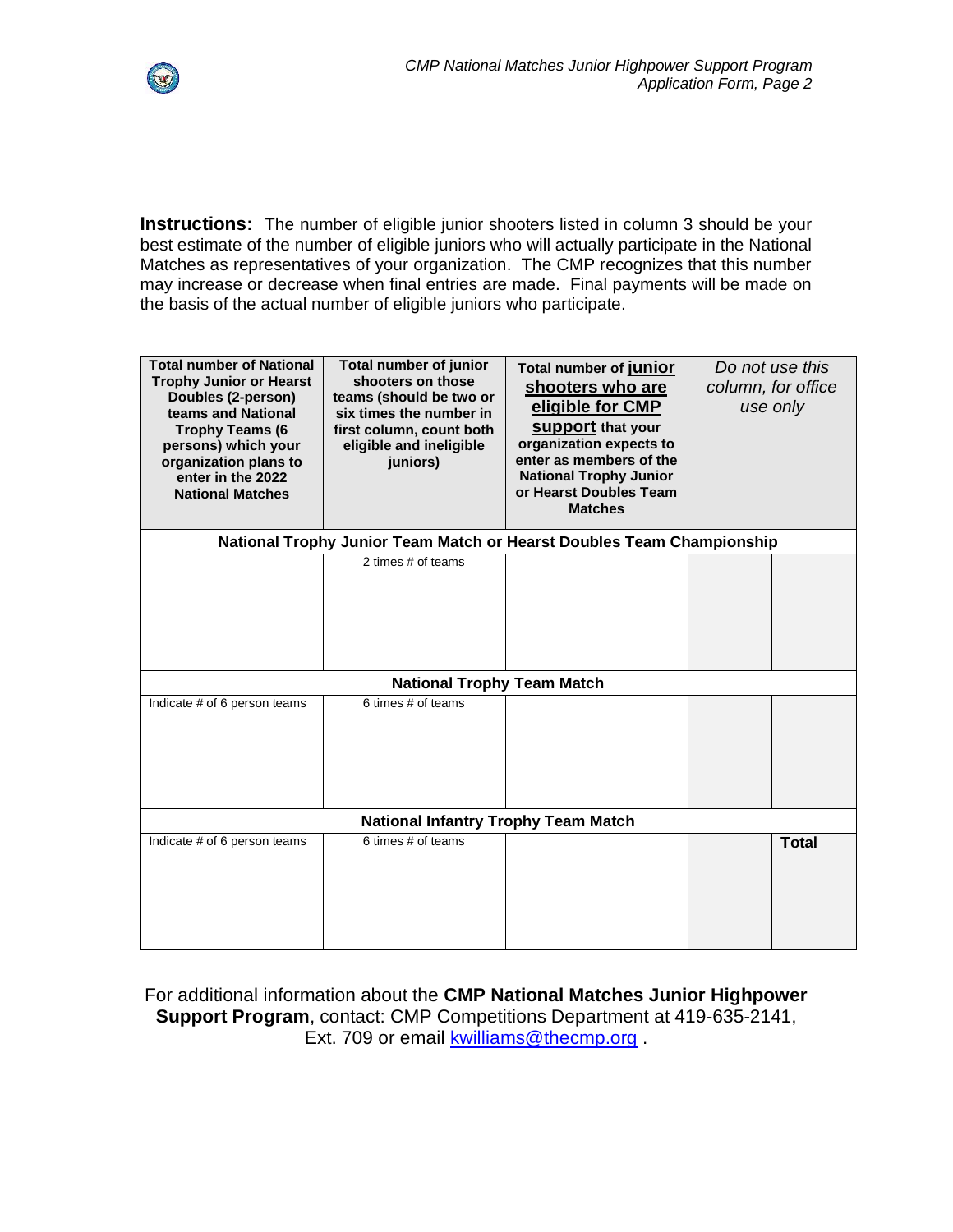**Instructions:** The number of eligible junior shooters listed in column 3 should be your best estimate of the number of eligible juniors who will actually participate in the National Matches as representatives of your organization. The CMP recognizes that this number may increase or decrease when final entries are made. Final payments will be made on the basis of the actual number of eligible juniors who participate.

| **Total number of National Trophy Junior or Hearst Doubles (2-person) teams and National Trophy Teams (6 persons) which your organization plans to enter in the 2022 National Matches** | **Total number of junior shooters on those teams (should be two or six times the number in first column, count both eligible and ineligible juniors)** | **Total number of junior shooters who are eligible for CMP support that your organization expects to enter as members of the National Trophy Junior or Hearst Doubles Team Matches** | *Do not use this column, for office use only* | |
|---|---|---|---|---|
| **National Trophy Junior Team Match or Hearst Doubles Team Championship** | | | | |
| | 2 times # of teams | | | |
| **National Trophy Team Match** | | | | |
| Indicate # of 6 person teams | 6 times # of teams | | | |
| **National Infantry Trophy Team Match** | | | | |
| Indicate # of 6 person teams | 6 times # of teams | | | **Total** |

For additional information about the **CMP National Matches Junior Highpower Support Program**, contact: CMP Competitions Department at 419-635-2141, Ext. 709 or email kwilliams@thecmp.org .